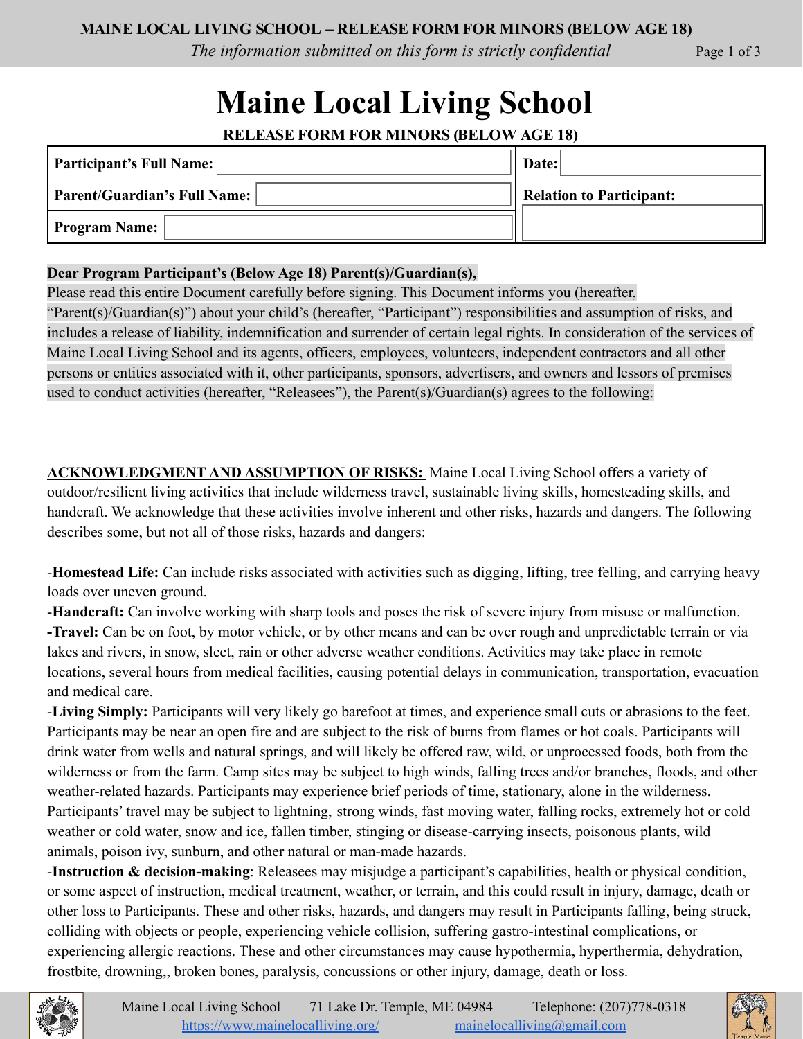# Maine Local Living School

**RELEASE FORM FOR MINORS (BELOW AGE 18)**

| | |
|---|---|
| **Participant's Full Name:** | **Date:** |
| **Parent/Guardian's Full Name:** | **Relation to Participant:** |
| **Program Name:** | |

**Dear Program Participant's (Below Age 18) Parent(s)/Guardian(s),**

Please read this entire Document carefully before signing. This Document informs you (hereafter, "Parent(s)/Guardian(s)") about your child's (hereafter, "Participant") responsibilities and assumption of risks, and includes a release of liability, indemnification and surrender of certain legal rights. In consideration of the services of Maine Local Living School and its agents, officers, employees, volunteers, independent contractors and all other persons or entities associated with it, other participants, sponsors, advertisers, and owners and lessors of premises used to conduct activities (hereafter, "Releasees"), the Parent(s)/Guardian(s) agrees to the following:

---

**ACKNOWLEDGMENT AND ASSUMPTION OF RISKS:** Maine Local Living School offers a variety of outdoor/resilient living activities that include wilderness travel, sustainable living skills, homesteading skills, and handcraft. We acknowledge that these activities involve inherent and other risks, hazards and dangers. The following describes some, but not all of those risks, hazards and dangers:

-**Homestead Life:** Can include risks associated with activities such as digging, lifting, tree felling, and carrying heavy loads over uneven ground.

-**Handcraft:** Can involve working with sharp tools and poses the risk of severe injury from misuse or malfunction.

**-Travel:** Can be on foot, by motor vehicle, or by other means and can be over rough and unpredictable terrain or via lakes and rivers, in snow, sleet, rain or other adverse weather conditions. Activities may take place in remote locations, several hours from medical facilities, causing potential delays in communication, transportation, evacuation and medical care.

-**Living Simply:** Participants will very likely go barefoot at times, and experience small cuts or abrasions to the feet. Participants may be near an open fire and are subject to the risk of burns from flames or hot coals. Participants will drink water from wells and natural springs, and will likely be offered raw, wild, or unprocessed foods, both from the wilderness or from the farm. Camp sites may be subject to high winds, falling trees and/or branches, floods, and other weather-related hazards. Participants may experience brief periods of time, stationary, alone in the wilderness. Participants' travel may be subject to lightning, strong winds, fast moving water, falling rocks, extremely hot or cold weather or cold water, snow and ice, fallen timber, stinging or disease-carrying insects, poisonous plants, wild animals, poison ivy, sunburn, and other natural or man-made hazards.

-**Instruction & decision-making**: Releasees may misjudge a participant's capabilities, health or physical condition, or some aspect of instruction, medical treatment, weather, or terrain, and this could result in injury, damage, death or other loss to Participants. These and other risks, hazards, and dangers may result in Participants falling, being struck, colliding with objects or people, experiencing vehicle collision, suffering gastro-intestinal complications, or experiencing allergic reactions. These and other circumstances may cause hypothermia, hyperthermia, dehydration, frostbite, drowning,, broken bones, paralysis, concussions or other injury, damage, death or loss.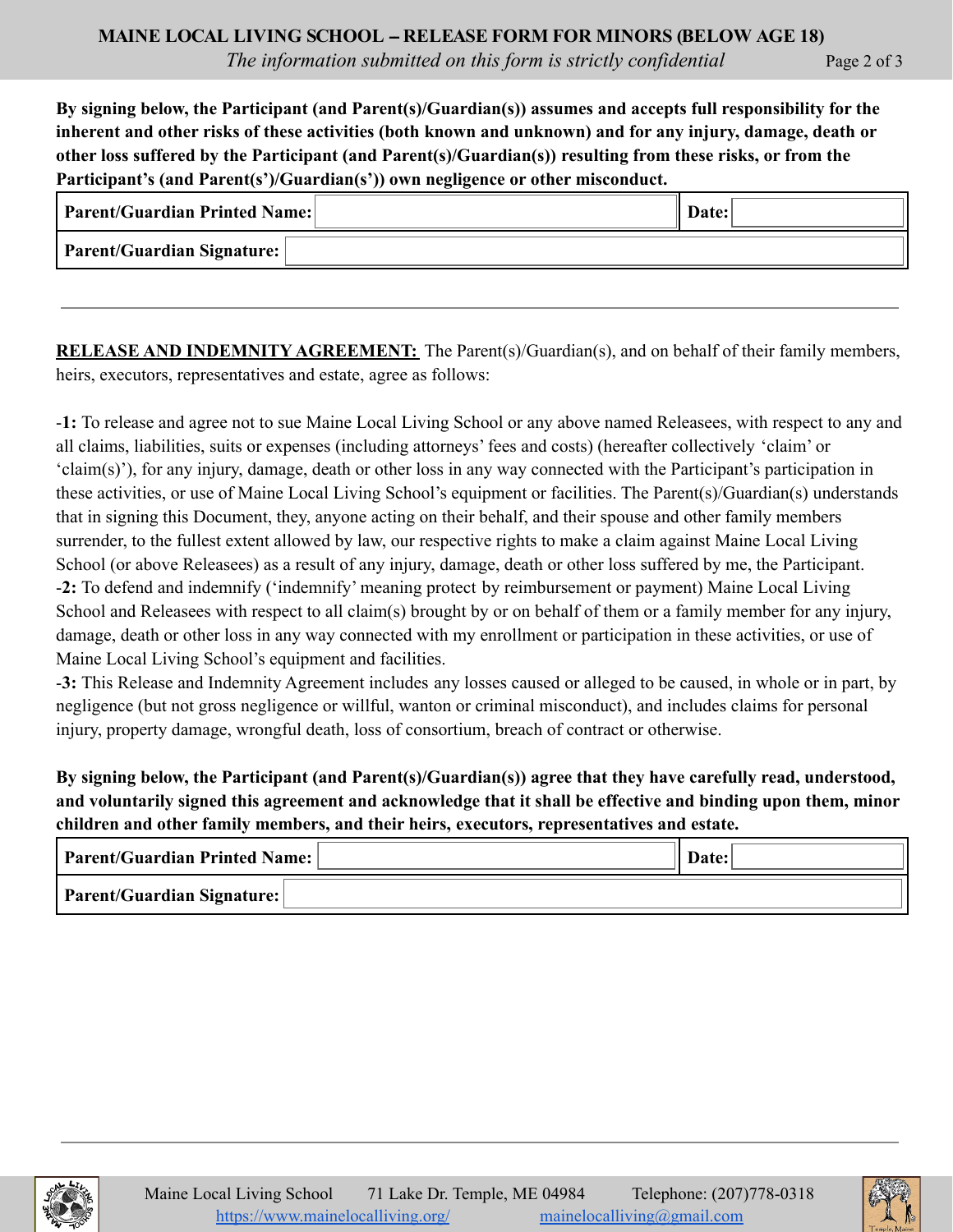**By signing below, the Participant (and Parent(s)/Guardian(s)) assumes and accepts full responsibility for the inherent and other risks of these activities (both known and unknown) and for any injury, damage, death or other loss suffered by the Participant (and Parent(s)/Guardian(s)) resulting from these risks, or from the Participant's (and Parent(s')/Guardian(s')) own negligence or other misconduct.**

| **Parent/Guardian Printed Name:** | | **Date:** | |
|---|---|---|---|
| **Parent/Guardian Signature:** | | | |

---

**<u>RELEASE AND INDEMNITY AGREEMENT:</u>** The Parent(s)/Guardian(s), and on behalf of their family members, heirs, executors, representatives and estate, agree as follows:

-**1:** To release and agree not to sue Maine Local Living School or any above named Releasees, with respect to any and all claims, liabilities, suits or expenses (including attorneys' fees and costs) (hereafter collectively 'claim' or 'claim(s)'), for any injury, damage, death or other loss in any way connected with the Participant's participation in these activities, or use of Maine Local Living School's equipment or facilities. The Parent(s)/Guardian(s) understands that in signing this Document, they, anyone acting on their behalf, and their spouse and other family members surrender, to the fullest extent allowed by law, our respective rights to make a claim against Maine Local Living School (or above Releasees) as a result of any injury, damage, death or other loss suffered by me, the Participant.
-**2:** To defend and indemnify ('indemnify' meaning protect by reimbursement or payment) Maine Local Living School and Releasees with respect to all claim(s) brought by or on behalf of them or a family member for any injury, damage, death or other loss in any way connected with my enrollment or participation in these activities, or use of Maine Local Living School's equipment and facilities.
-**3:** This Release and Indemnity Agreement includes any losses caused or alleged to be caused, in whole or in part, by negligence (but not gross negligence or willful, wanton or criminal misconduct), and includes claims for personal injury, property damage, wrongful death, loss of consortium, breach of contract or otherwise.

**By signing below, the Participant (and Parent(s)/Guardian(s)) agree that they have carefully read, understood, and voluntarily signed this agreement and acknowledge that it shall be effective and binding upon them, minor children and other family members, and their heirs, executors, representatives and estate.**

| **Parent/Guardian Printed Name:** | | **Date:** | |
|---|---|---|---|
| **Parent/Guardian Signature:** | | | |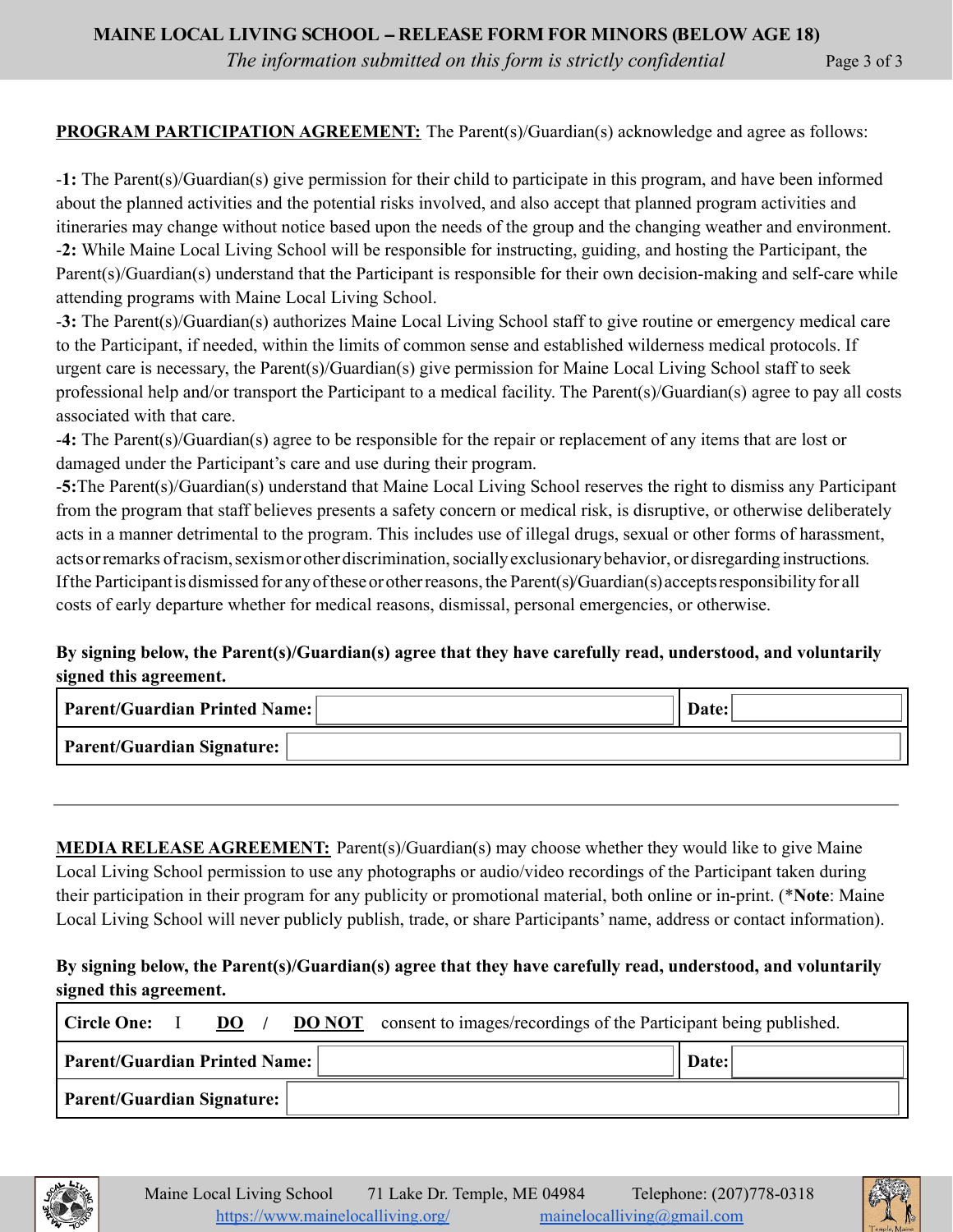**PROGRAM PARTICIPATION AGREEMENT:** The Parent(s)/Guardian(s) acknowledge and agree as follows:

-**1:** The Parent(s)/Guardian(s) give permission for their child to participate in this program, and have been informed about the planned activities and the potential risks involved, and also accept that planned program activities and itineraries may change without notice based upon the needs of the group and the changing weather and environment.
-**2:** While Maine Local Living School will be responsible for instructing, guiding, and hosting the Participant, the Parent(s)/Guardian(s) understand that the Participant is responsible for their own decision-making and self-care while attending programs with Maine Local Living School.
-**3:** The Parent(s)/Guardian(s) authorizes Maine Local Living School staff to give routine or emergency medical care to the Participant, if needed, within the limits of common sense and established wilderness medical protocols. If urgent care is necessary, the Parent(s)/Guardian(s) give permission for Maine Local Living School staff to seek professional help and/or transport the Participant to a medical facility. The Parent(s)/Guardian(s) agree to pay all costs associated with that care.
-**4:** The Parent(s)/Guardian(s) agree to be responsible for the repair or replacement of any items that are lost or damaged under the Participant's care and use during their program.
-**5:**The Parent(s)/Guardian(s) understand that Maine Local Living School reserves the right to dismiss any Participant from the program that staff believes presents a safety concern or medical risk, is disruptive, or otherwise deliberately acts in a manner detrimental to the program. This includes use of illegal drugs, sexual or other forms of harassment, acts or remarks of racism, sexism or other discrimination, socially exclusionary behavior, or disregarding instructions. If the Participant is dismissed for any of these or other reasons, the Parent(s)/Guardian(s) accepts responsibility for all costs of early departure whether for medical reasons, dismissal, personal emergencies, or otherwise.

**By signing below, the Parent(s)/Guardian(s) agree that they have carefully read, understood, and voluntarily signed this agreement.**

| | | | |
|---|---|---|---|
| **Parent/Guardian Printed Name:** | | **Date:** | |
| **Parent/Guardian Signature:** | | | |

---

**MEDIA RELEASE AGREEMENT:** Parent(s)/Guardian(s) may choose whether they would like to give Maine Local Living School permission to use any photographs or audio/video recordings of the Participant taken during their participation in their program for any publicity or promotional material, both online or in-print. (\***Note**: Maine Local Living School will never publicly publish, trade, or share Participants' name, address or contact information).

**By signing below, the Parent(s)/Guardian(s) agree that they have carefully read, understood, and voluntarily signed this agreement.**

| | | | |
|---|---|---|---|
| **Circle One:** I **DO** / **DO NOT** consent to images/recordings of the Participant being published. | | | |
| **Parent/Guardian Printed Name:** | | **Date:** | |
| **Parent/Guardian Signature:** | | | |

Maine Local Living School 71 Lake Dr. Temple, ME 04984 Telephone: (207)778-0318
https://www.mainelocalliving.org/ mainelocalliving@gmail.com